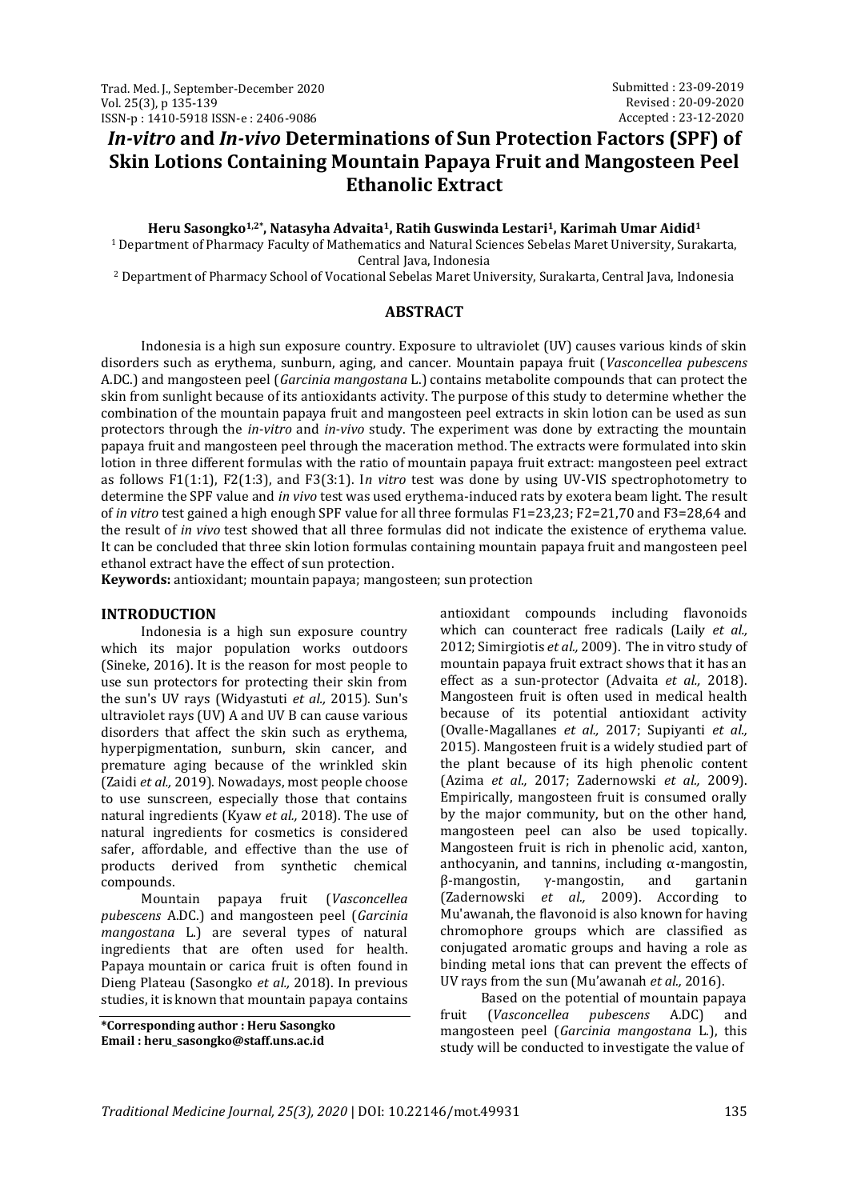Submitted : 23-09-2019
Revised : 20-09-2020
Accepted : 23-12-2020

# *In-vitro* and *In-vivo* Determinations of Sun Protection Factors (SPF) of Skin Lotions Containing Mountain Papaya Fruit and Mangosteen Peel Ethanolic Extract

**Heru Sasongko[1,2*], Natasyha Advaita[1], Ratih Guswinda Lestari[1], Karimah Umar Aidid[1]**

[1] Department of Pharmacy Faculty of Mathematics and Natural Sciences Sebelas Maret University, Surakarta, Central Java, Indonesia

[2] Department of Pharmacy School of Vocational Sebelas Maret University, Surakarta, Central Java, Indonesia

## ABSTRACT

Indonesia is a high sun exposure country. Exposure to ultraviolet (UV) causes various kinds of skin disorders such as erythema, sunburn, aging, and cancer. Mountain papaya fruit (*Vasconcellea pubescens* A.DC.) and mangosteen peel (*Garcinia mangostana* L.) contains metabolite compounds that can protect the skin from sunlight because of its antioxidants activity. The purpose of this study to determine whether the combination of the mountain papaya fruit and mangosteen peel extracts in skin lotion can be used as sun protectors through the *in-vitro* and *in-vivo* study. The experiment was done by extracting the mountain papaya fruit and mangosteen peel through the maceration method. The extracts were formulated into skin lotion in three different formulas with the ratio of mountain papaya fruit extract: mangosteen peel extract as follows F1(1:1), F2(1:3), and F3(3:1). I*n vitro* test was done by using UV-VIS spectrophotometry to determine the SPF value and *in vivo* test was used erythema-induced rats by exotera beam light. The result of *in vitro* test gained a high enough SPF value for all three formulas F1=23,23; F2=21,70 and F3=28,64 and the result of *in vivo* test showed that all three formulas did not indicate the existence of erythema value. It can be concluded that three skin lotion formulas containing mountain papaya fruit and mangosteen peel ethanol extract have the effect of sun protection.

**Keywords:** antioxidant; mountain papaya; mangosteen; sun protection

## INTRODUCTION

Indonesia is a high sun exposure country which its major population works outdoors (Sineke, 2016). It is the reason for most people to use sun protectors for protecting their skin from the sun's UV rays (Widyastuti *et al.,* 2015). Sun's ultraviolet rays (UV) A and UV B can cause various disorders that affect the skin such as erythema, hyperpigmentation, sunburn, skin cancer, and premature aging because of the wrinkled skin (Zaidi *et al.,* 2019). Nowadays, most people choose to use sunscreen, especially those that contains natural ingredients (Kyaw *et al.,* 2018). The use of natural ingredients for cosmetics is considered safer, affordable, and effective than the use of products derived from synthetic chemical compounds.

Mountain papaya fruit (*Vasconcellea pubescens* A.DC.) and mangosteen peel (*Garcinia mangostana* L.) are several types of natural ingredients that are often used for health. Papaya mountain or carica fruit is often found in Dieng Plateau (Sasongko *et al.,* 2018). In previous studies, it is known that mountain papaya contains antioxidant compounds including flavonoids which can counteract free radicals (Laily *et al.,* 2012; Simirgiotis *et al.,* 2009). The in vitro study of mountain papaya fruit extract shows that it has an effect as a sun-protector (Advaita *et al.,* 2018). Mangosteen fruit is often used in medical health because of its potential antioxidant activity (Ovalle-Magallanes *et al.,* 2017; Supiyanti *et al.,* 2015). Mangosteen fruit is a widely studied part of the plant because of its high phenolic content (Azima *et al.,* 2017; Zadernowski *et al.,* 2009). Empirically, mangosteen fruit is consumed orally by the major community, but on the other hand, mangosteen peel can also be used topically. Mangosteen fruit is rich in phenolic acid, xanton, anthocyanin, and tannins, including α-mangostin, β-mangostin, γ-mangostin, and gartanin (Zadernowski *et al.,* 2009). According to Mu'awanah, the flavonoid is also known for having chromophore groups which are classified as conjugated aromatic groups and having a role as binding metal ions that can prevent the effects of UV rays from the sun (Mu'awanah *et al.,* 2016).

Based on the potential of mountain papaya fruit (*Vasconcellea pubescens* A.DC) and mangosteen peel (*Garcinia mangostana* L.), this study will be conducted to investigate the value of

**\*Corresponding author : Heru Sasongko**
**Email : heru_sasongko@staff.uns.ac.id**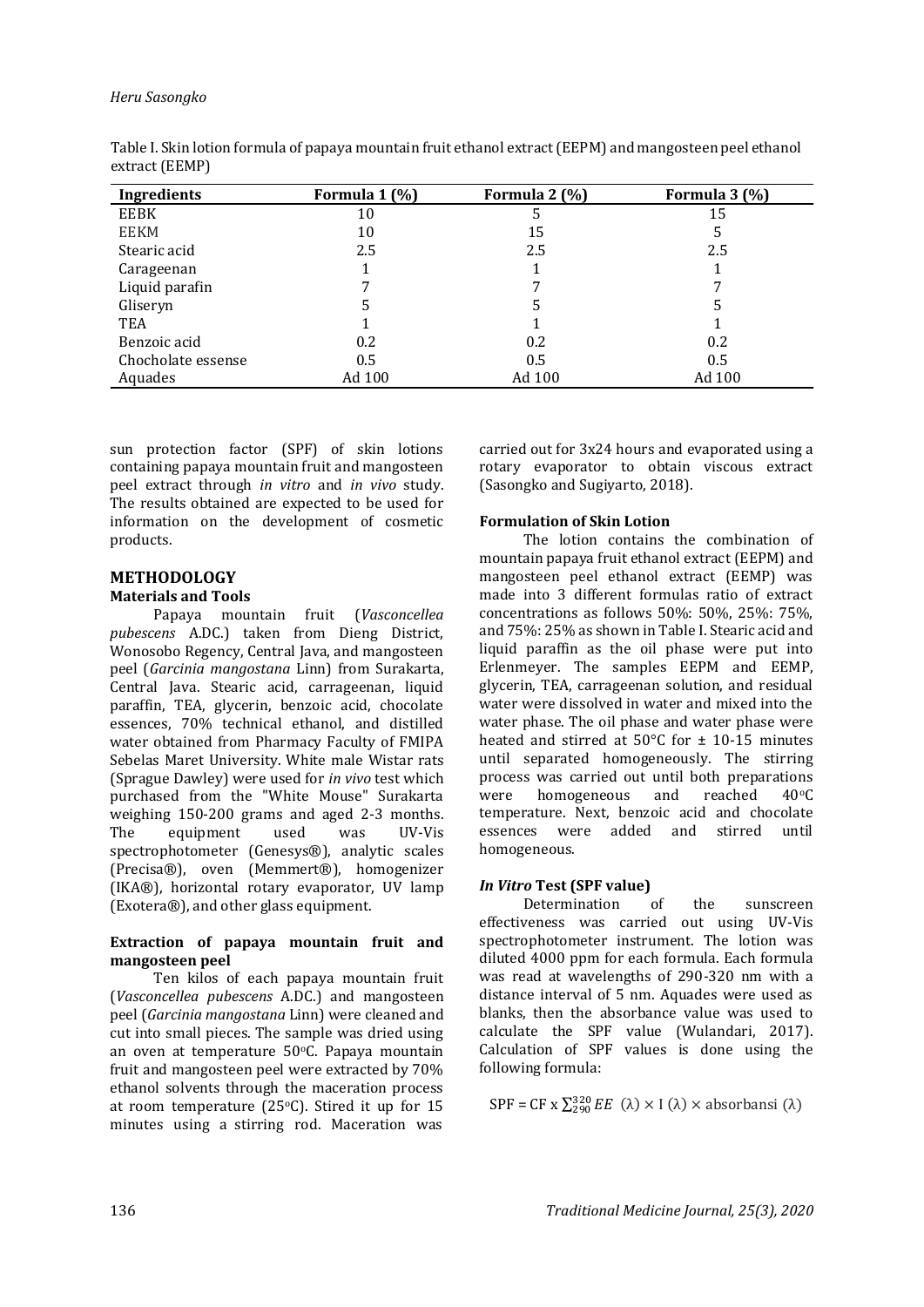Table I. Skin lotion formula of papaya mountain fruit ethanol extract (EEPM) and mangosteen peel ethanol extract (EEMP)

| Ingredients | Formula 1 (%) | Formula 2 (%) | Formula 3 (%) |
|---|---|---|---|
| EEBK | 10 | 5 | 15 |
| EEKM | 10 | 15 | 5 |
| Stearic acid | 2.5 | 2.5 | 2.5 |
| Carageenan | 1 | 1 | 1 |
| Liquid parafin | 7 | 7 | 7 |
| Gliseryn | 5 | 5 | 5 |
| TEA | 1 | 1 | 1 |
| Benzoic acid | 0.2 | 0.2 | 0.2 |
| Chocholate essense | 0.5 | 0.5 | 0.5 |
| Aquades | Ad 100 | Ad 100 | Ad 100 |

sun protection factor (SPF) of skin lotions containing papaya mountain fruit and mangosteen peel extract through *in vitro* and *in vivo* study. The results obtained are expected to be used for information on the development of cosmetic products.

## METHODOLOGY

### Materials and Tools

Papaya mountain fruit (*Vasconcellea pubescens* A.DC.) taken from Dieng District, Wonosobo Regency, Central Java, and mangosteen peel (*Garcinia mangostana* Linn) from Surakarta, Central Java. Stearic acid, carrageenan, liquid paraffin, TEA, glycerin, benzoic acid, chocolate essences, 70% technical ethanol, and distilled water obtained from Pharmacy Faculty of FMIPA Sebelas Maret University. White male Wistar rats (Sprague Dawley) were used for *in vivo* test which purchased from the "White Mouse" Surakarta weighing 150-200 grams and aged 2-3 months. The equipment used was UV-Vis spectrophotometer (Genesys®), analytic scales (Precisa®), oven (Memmert®), homogenizer (IKA®), horizontal rotary evaporator, UV lamp (Exotera®), and other glass equipment.

### Extraction of papaya mountain fruit and mangosteen peel

Ten kilos of each papaya mountain fruit (*Vasconcellea pubescens* A.DC.) and mangosteen peel (*Garcinia mangostana* Linn) were cleaned and cut into small pieces. The sample was dried using an oven at temperature 50°C. Papaya mountain fruit and mangosteen peel were extracted by 70% ethanol solvents through the maceration process at room temperature (25°C). Stired it up for 15 minutes using a stirring rod. Maceration was carried out for 3x24 hours and evaporated using a rotary evaporator to obtain viscous extract (Sasongko and Sugiyarto, 2018).

### Formulation of Skin Lotion

The lotion contains the combination of mountain papaya fruit ethanol extract (EEPM) and mangosteen peel ethanol extract (EEMP) was made into 3 different formulas ratio of extract concentrations as follows 50%: 50%, 25%: 75%, and 75%: 25% as shown in Table I. Stearic acid and liquid paraffin as the oil phase were put into Erlenmeyer. The samples EEPM and EEMP, glycerin, TEA, carrageenan solution, and residual water were dissolved in water and mixed into the water phase. The oil phase and water phase were heated and stirred at 50°C for ± 10-15 minutes until separated homogeneously. The stirring process was carried out until both preparations were homogeneous and reached 40°C temperature. Next, benzoic acid and chocolate essences were added and stirred until homogeneous.

### *In Vitro* Test (SPF value)

Determination of the sunscreen effectiveness was carried out using UV-Vis spectrophotometer instrument. The lotion was diluted 4000 ppm for each formula. Each formula was read at wavelengths of 290-320 nm with a distance interval of 5 nm. Aquades were used as blanks, then the absorbance value was used to calculate the SPF value (Wulandari, 2017). Calculation of SPF values is done using the following formula:

$$\text{SPF} = \text{CF} \times \sum_{290}^{320} EE\ (\lambda) \times \text{I}\ (\lambda) \times \text{absorbansi}\ (\lambda)$$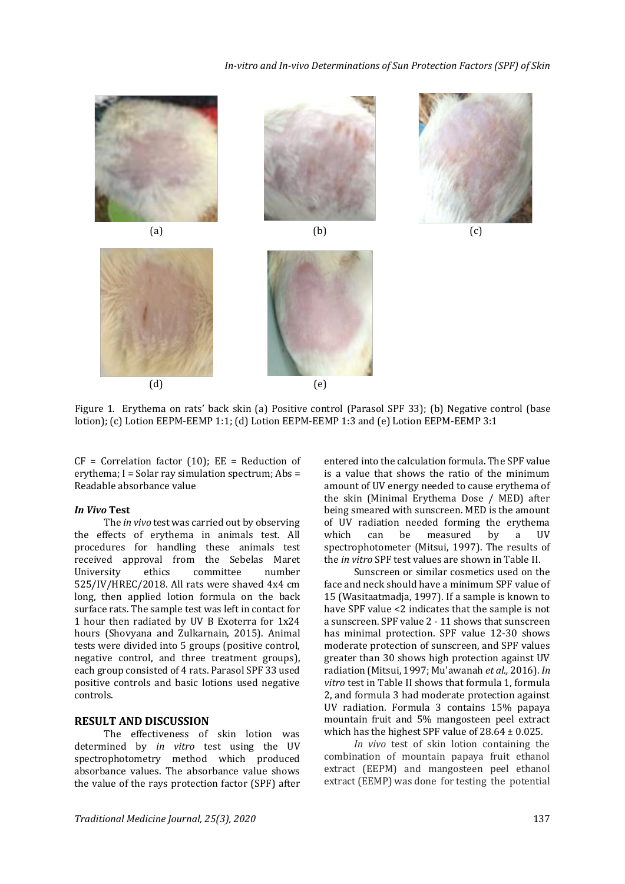(a) (b) (c)

(d) (e)

Figure 1. Erythema on rats' back skin (a) Positive control (Parasol SPF 33); (b) Negative control (base lotion); (c) Lotion EEPM-EEMP 1:1; (d) Lotion EEPM-EEMP 1:3 and (e) Lotion EEPM-EEMP 3:1

CF = Correlation factor (10); EE = Reduction of erythema; I = Solar ray simulation spectrum; Abs = Readable absorbance value

#### *In Vivo* Test

The *in vivo* test was carried out by observing the effects of erythema in animals test. All procedures for handling these animals test received approval from the Sebelas Maret University ethics committee number 525/IV/HREC/2018. All rats were shaved 4x4 cm long, then applied lotion formula on the back surface rats. The sample test was left in contact for 1 hour then radiated by UV B Exoterra for 1x24 hours (Shovyana and Zulkarnain, 2015). Animal tests were divided into 5 groups (positive control, negative control, and three treatment groups), each group consisted of 4 rats. Parasol SPF 33 used positive controls and basic lotions used negative controls.

## RESULT AND DISCUSSION

The effectiveness of skin lotion was determined by *in vitro* test using the UV spectrophotometry method which produced absorbance values. The absorbance value shows the value of the rays protection factor (SPF) after entered into the calculation formula. The SPF value is a value that shows the ratio of the minimum amount of UV energy needed to cause erythema of the skin (Minimal Erythema Dose / MED) after being smeared with sunscreen. MED is the amount of UV radiation needed forming the erythema which can be measured by a UV spectrophotometer (Mitsui, 1997). The results of the *in vitro* SPF test values are shown in Table II.

Sunscreen or similar cosmetics used on the face and neck should have a minimum SPF value of 15 (Wasitaatmadja, 1997). If a sample is known to have SPF value <2 indicates that the sample is not a sunscreen. SPF value 2 - 11 shows that sunscreen has minimal protection. SPF value 12-30 shows moderate protection of sunscreen, and SPF values greater than 30 shows high protection against UV radiation (Mitsui, 1997; Mu'awanah *et al.,* 2016). *In vitro* test in Table II shows that formula 1, formula 2, and formula 3 had moderate protection against UV radiation. Formula 3 contains 15% papaya mountain fruit and 5% mangosteen peel extract which has the highest SPF value of $28.64 \pm 0.025$.

*In vivo* test of skin lotion containing the combination of mountain papaya fruit ethanol extract (EEPM) and mangosteen peel ethanol extract (EEMP) was done for testing the potential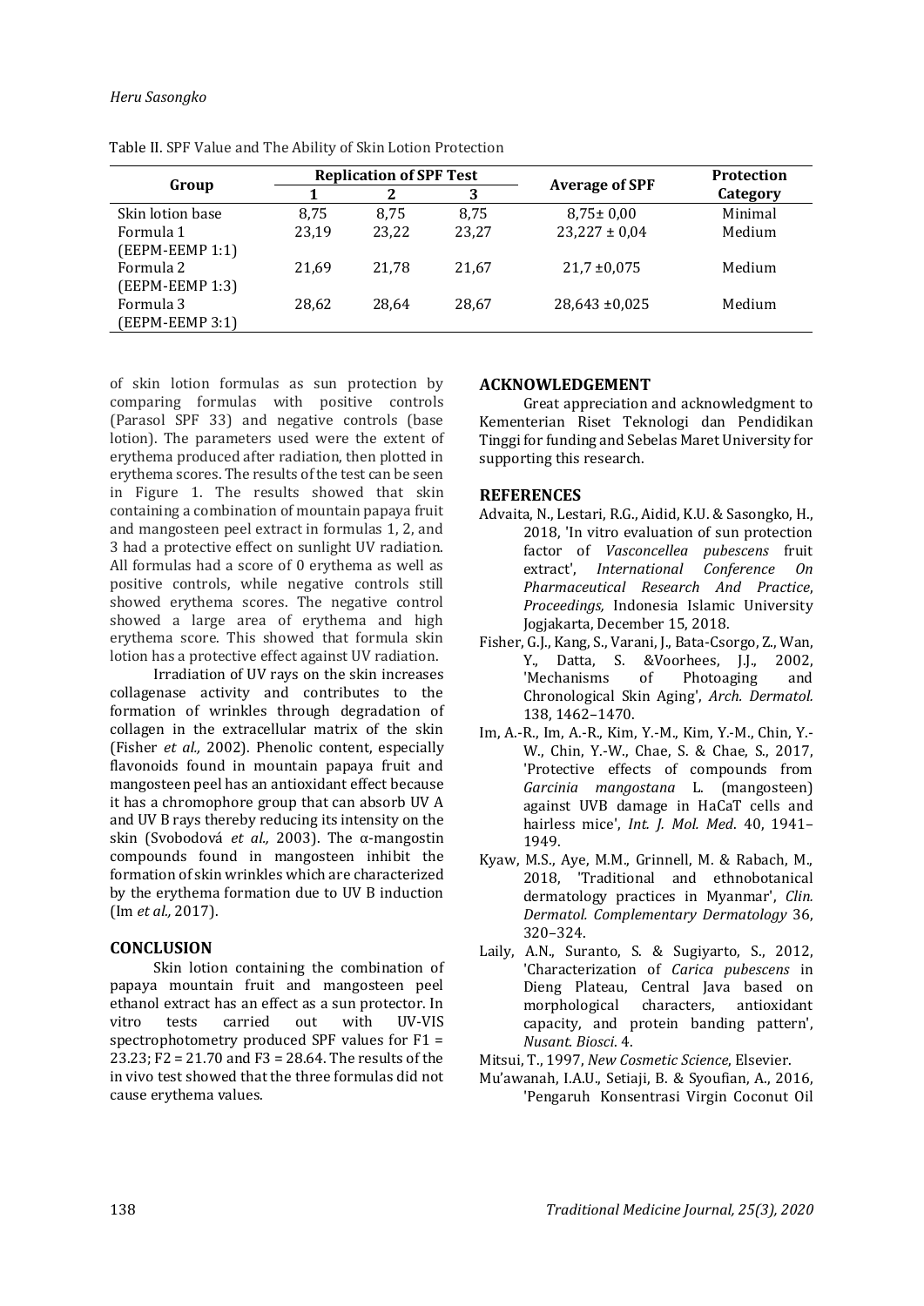Table II. SPF Value and The Ability of Skin Lotion Protection

| Group | Replication of SPF Test | | | Average of SPF | Protection Category |
|---|---|---|---|---|---|
| | 1 | 2 | 3 | | |
| Skin lotion base | 8,75 | 8,75 | 8,75 | 8,75± 0,00 | Minimal |
| Formula 1 (EEPM-EEMP 1:1) | 23,19 | 23,22 | 23,27 | 23,227 ± 0,04 | Medium |
| Formula 2 (EEPM-EEMP 1:3) | 21,69 | 21,78 | 21,67 | 21,7 ±0,075 | Medium |
| Formula 3 (EEPM-EEMP 3:1) | 28,62 | 28,64 | 28,67 | 28,643 ±0,025 | Medium |

of skin lotion formulas as sun protection by comparing formulas with positive controls (Parasol SPF 33) and negative controls (base lotion). The parameters used were the extent of erythema produced after radiation, then plotted in erythema scores. The results of the test can be seen in Figure 1. The results showed that skin containing a combination of mountain papaya fruit and mangosteen peel extract in formulas 1, 2, and 3 had a protective effect on sunlight UV radiation. All formulas had a score of 0 erythema as well as positive controls, while negative controls still showed erythema scores. The negative control showed a large area of erythema and high erythema score. This showed that formula skin lotion has a protective effect against UV radiation.

Irradiation of UV rays on the skin increases collagenase activity and contributes to the formation of wrinkles through degradation of collagen in the extracellular matrix of the skin (Fisher *et al.,* 2002). Phenolic content, especially flavonoids found in mountain papaya fruit and mangosteen peel has an antioxidant effect because it has a chromophore group that can absorb UV A and UV B rays thereby reducing its intensity on the skin (Svobodová *et al.,* 2003). The α-mangostin compounds found in mangosteen inhibit the formation of skin wrinkles which are characterized by the erythema formation due to UV B induction (Im *et al.,* 2017).

## CONCLUSION

Skin lotion containing the combination of papaya mountain fruit and mangosteen peel ethanol extract has an effect as a sun protector. In vitro tests carried out with UV-VIS spectrophotometry produced SPF values for F1 = 23.23; F2 = 21.70 and F3 = 28.64. The results of the in vivo test showed that the three formulas did not cause erythema values.

## ACKNOWLEDGEMENT

Great appreciation and acknowledgment to Kementerian Riset Teknologi dan Pendidikan Tinggi for funding and Sebelas Maret University for supporting this research.

## REFERENCES

Advaita, N., Lestari, R.G., Aidid, K.U. & Sasongko, H., 2018, 'In vitro evaluation of sun protection factor of *Vasconcellea pubescens* fruit extract', *International Conference On Pharmaceutical Research And Practice*, *Proceedings,* Indonesia Islamic University Jogjakarta, December 15, 2018.

Fisher, G.J., Kang, S., Varani, J., Bata-Csorgo, Z., Wan, Y., Datta, S. &Voorhees, J.J., 2002, 'Mechanisms of Photoaging and Chronological Skin Aging', *Arch. Dermatol.* 138, 1462–1470.

Im, A.-R., Im, A.-R., Kim, Y.-M., Kim, Y.-M., Chin, Y.-W., Chin, Y.-W., Chae, S. & Chae, S., 2017, 'Protective effects of compounds from *Garcinia mangostana* L. (mangosteen) against UVB damage in HaCaT cells and hairless mice', *Int. J. Mol. Med*. 40, 1941–1949.

Kyaw, M.S., Aye, M.M., Grinnell, M. & Rabach, M., 2018, 'Traditional and ethnobotanical dermatology practices in Myanmar', *Clin. Dermatol. Complementary Dermatology* 36, 320–324.

Laily, A.N., Suranto, S. & Sugiyarto, S., 2012, 'Characterization of *Carica pubescens* in Dieng Plateau, Central Java based on morphological characters, antioxidant capacity, and protein banding pattern', *Nusant. Biosci*. 4.

Mitsui, T., 1997, *New Cosmetic Science*, Elsevier.

Mu'awanah, I.A.U., Setiaji, B. & Syoufian, A., 2016, 'Pengaruh Konsentrasi Virgin Coconut Oil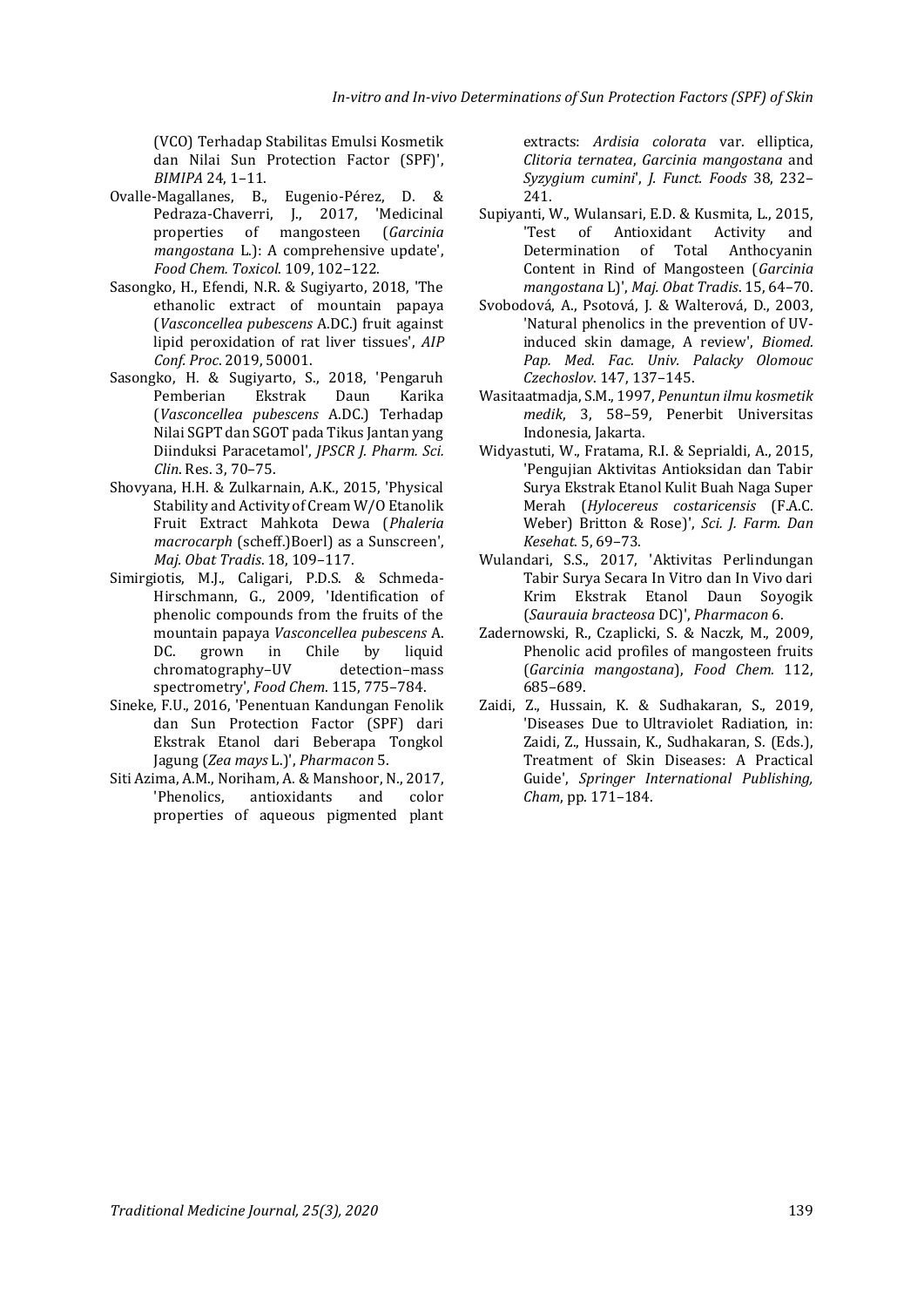(VCO) Terhadap Stabilitas Emulsi Kosmetik dan Nilai Sun Protection Factor (SPF)', *BIMIPA* 24, 1–11.

Ovalle-Magallanes, B., Eugenio-Pérez, D. & Pedraza-Chaverri, J., 2017, 'Medicinal properties of mangosteen (*Garcinia mangostana* L.): A comprehensive update', *Food Chem. Toxicol*. 109, 102–122.

Sasongko, H., Efendi, N.R. & Sugiyarto, 2018, 'The ethanolic extract of mountain papaya (*Vasconcellea pubescens* A.DC.) fruit against lipid peroxidation of rat liver tissues', *AIP Conf. Proc*. 2019, 50001.

Sasongko, H. & Sugiyarto, S., 2018, 'Pengaruh Pemberian Ekstrak Daun Karika (*Vasconcellea pubescens* A.DC.) Terhadap Nilai SGPT dan SGOT pada Tikus Jantan yang Diinduksi Paracetamol', *JPSCR J. Pharm. Sci. Clin*. Res. 3, 70–75.

Shovyana, H.H. & Zulkarnain, A.K., 2015, 'Physical Stability and Activity of Cream W/O Etanolik Fruit Extract Mahkota Dewa (*Phaleria macrocarph* (scheff.)Boerl) as a Sunscreen', *Maj. Obat Tradis*. 18, 109–117.

Simirgiotis, M.J., Caligari, P.D.S. & Schmeda-Hirschmann, G., 2009, 'Identification of phenolic compounds from the fruits of the mountain papaya *Vasconcellea pubescens* A. DC. grown in Chile by liquid chromatography–UV detection–mass spectrometry', *Food Chem*. 115, 775–784.

Sineke, F.U., 2016, 'Penentuan Kandungan Fenolik dan Sun Protection Factor (SPF) dari Ekstrak Etanol dari Beberapa Tongkol Jagung (*Zea mays* L.)', *Pharmacon* 5.

Siti Azima, A.M., Noriham, A. & Manshoor, N., 2017, 'Phenolics, antioxidants and color properties of aqueous pigmented plant extracts: *Ardisia colorata* var. elliptica, *Clitoria ternatea*, *Garcinia mangostana* and *Syzygium cumini*', *J. Funct. Foods* 38, 232–241.

Supiyanti, W., Wulansari, E.D. & Kusmita, L., 2015, 'Test of Antioxidant Activity and Determination of Total Anthocyanin Content in Rind of Mangosteen (*Garcinia mangostana* L)', *Maj. Obat Tradis*. 15, 64–70.

Svobodová, A., Psotová, J. & Walterová, D., 2003, 'Natural phenolics in the prevention of UV-induced skin damage, A review', *Biomed. Pap. Med. Fac. Univ. Palacky Olomouc Czechoslov*. 147, 137–145.

Wasitaatmadja, S.M., 1997, *Penuntun ilmu kosmetik medik*, 3, 58–59, Penerbit Universitas Indonesia, Jakarta.

Widyastuti, W., Fratama, R.I. & Seprialdi, A., 2015, 'Pengujian Aktivitas Antioksidan dan Tabir Surya Ekstrak Etanol Kulit Buah Naga Super Merah (*Hylocereus costaricensis* (F.A.C. Weber) Britton & Rose)', *Sci. J. Farm. Dan Kesehat*. 5, 69–73.

Wulandari, S.S., 2017, 'Aktivitas Perlindungan Tabir Surya Secara In Vitro dan In Vivo dari Krim Ekstrak Etanol Daun Soyogik (*Saurauia bracteosa* DC)', *Pharmacon* 6.

Zadernowski, R., Czaplicki, S. & Naczk, M., 2009, Phenolic acid profiles of mangosteen fruits (*Garcinia mangostana*), *Food Chem.* 112, 685–689.

Zaidi, Z., Hussain, K. & Sudhakaran, S., 2019, 'Diseases Due to Ultraviolet Radiation, in: Zaidi, Z., Hussain, K., Sudhakaran, S. (Eds.), Treatment of Skin Diseases: A Practical Guide', *Springer International Publishing, Cham*, pp. 171–184.